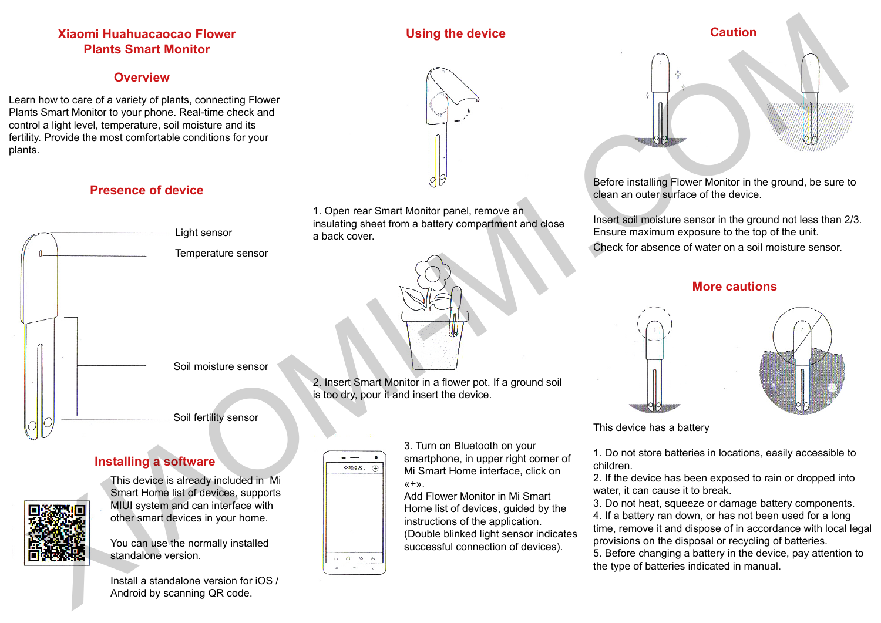# Xiaomi Huahuacaocao Flower Plants Smart Monitor

## Overview

Learn how to care of a variety of plants, connecting Flower Plants Smart Monitor to your phone. Real-time check and control a light level, temperature, soil moisture and its fertility. Provide the most comfortable conditions for your plants.

## Presence of device

Light sensor

Temperature sensor

Soil moisture sensor

Soil fertility sensor

## Installing a software

This device is already included in Mi Smart Home list of devices, supports MIUI system and can interface with other smart devices in your home.

You can use the normally installed standalone version.

Install a standalone version for iOS / Android by scanning QR code.

## Using the device

1. Open rear Smart Monitor panel, remove an insulating sheet from a battery compartment and close a back cover.

2. Insert Smart Monitor in a flower pot. If a ground soil is too dry, pour it and insert the device.

3. Turn on Bluetooth on your smartphone, in upper right corner of Mi Smart Home interface, click on «+».
Add Flower Monitor in Mi Smart Home list of devices, guided by the instructions of the application.
(Double blinked light sensor indicates successful connection of devices).

## Caution

Before installing Flower Monitor in the ground, be sure to clean an outer surface of the device.

Insert soil moisture sensor in the ground not less than 2/3.
Ensure maximum exposure to the top of the unit.
Check for absence of water on a soil moisture sensor.

## More cautions

This device has a battery

1. Do not store batteries in locations, easily accessible to children.
2. If the device has been exposed to rain or dropped into water, it can cause it to break.
3. Do not heat, squeeze or damage battery components.
4. If a battery ran down, or has not been used for a long time, remove it and dispose of in accordance with local legal provisions on the disposal or recycling of batteries.
5. Before changing a battery in the device, pay attention to the type of batteries indicated in manual.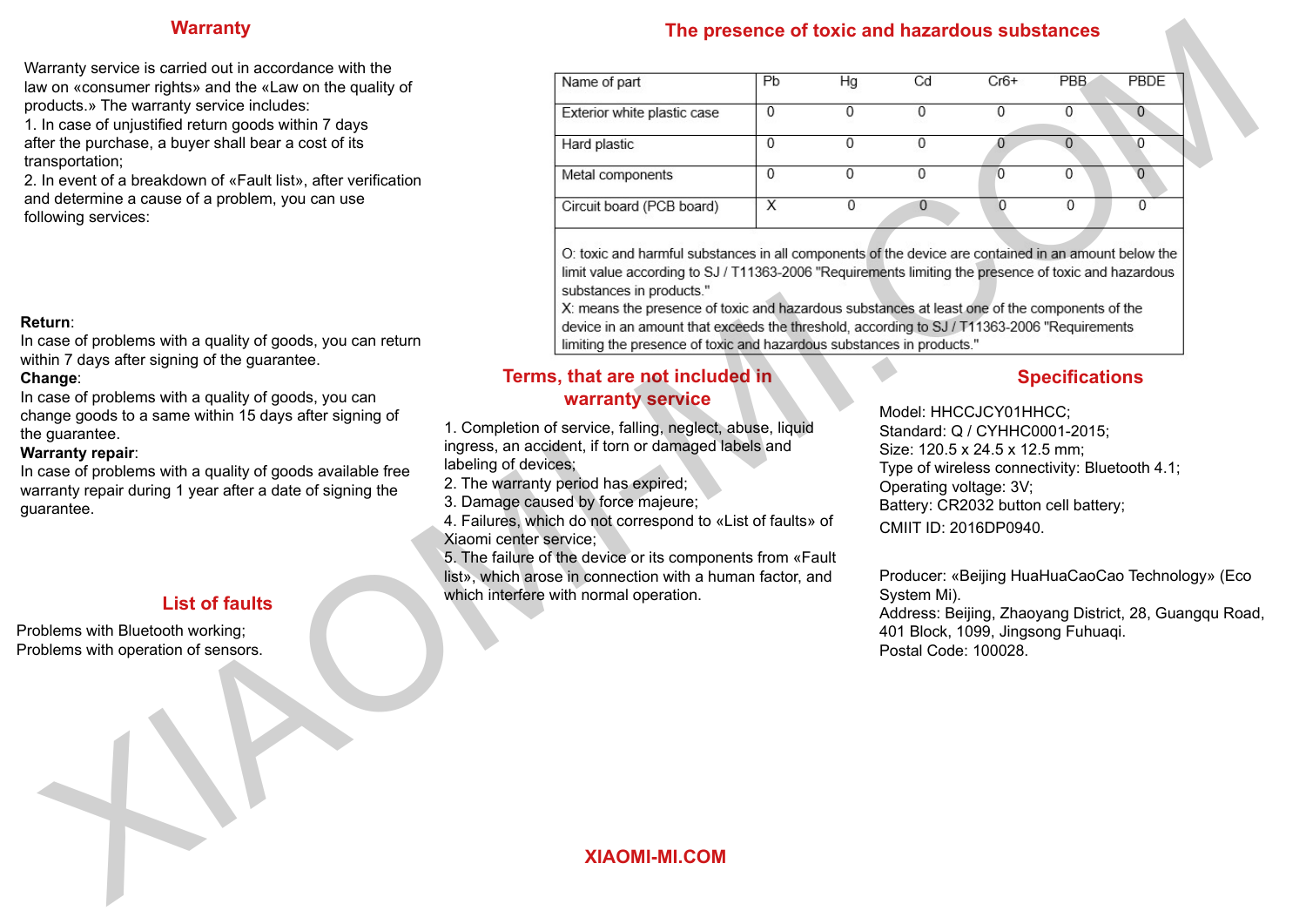## Warranty

Warranty service is carried out in accordance with the law on «consumer rights» and the «Law on the quality of products.» The warranty service includes:
1. In case of unjustified return goods within 7 days after the purchase, a buyer shall bear a cost of its transportation;
2. In event of a breakdown of «Fault list», after verification and determine a cause of a problem, you can use following services:

**Return**:
In case of problems with a quality of goods, you can return within 7 days after signing of the guarantee.
**Change**:
In case of problems with a quality of goods, you can change goods to a same within 15 days after signing of the guarantee.
**Warranty repair**:
In case of problems with a quality of goods available free warranty repair during 1 year after a date of signing the guarantee.

## List of faults

Problems with Bluetooth working;
Problems with operation of sensors.

## The presence of toxic and hazardous substances

| Name of part | Pb | Hg | Cd | Cr6+ | PBB | PBDE |
|---|---|---|---|---|---|---|
| Exterior white plastic case | 0 | 0 | 0 | 0 | 0 | 0 |
| Hard plastic | 0 | 0 | 0 | 0 | 0 | 0 |
| Metal components | 0 | 0 | 0 | 0 | 0 | 0 |
| Circuit board (PCB board) | X | 0 | 0 | 0 | 0 | 0 |

O: toxic and harmful substances in all components of the device are contained in an amount below the limit value according to SJ / T11363-2006 "Requirements limiting the presence of toxic and hazardous substances in products."
X: means the presence of toxic and hazardous substances at least one of the components of the device in an amount that exceeds the threshold, according to SJ / T11363-2006 "Requirements limiting the presence of toxic and hazardous substances in products."

## Terms, that are not included in warranty service

1. Completion of service, falling, neglect, abuse, liquid ingress, an accident, if torn or damaged labels and labeling of devices;
2. The warranty period has expired;
3. Damage caused by force majeure;
4. Failures, which do not correspond to «List of faults» of Xiaomi center service;
5. The failure of the device or its components from «Fault list», which arose in connection with a human factor, and which interfere with normal operation.

## Specifications

Model: HHCCJCY01HHCC;
Standard: Q / CYHHC0001-2015;
Size: 120.5 x 24.5 x 12.5 mm;
Type of wireless connectivity: Bluetooth 4.1;
Operating voltage: 3V;
Battery: CR2032 button cell battery;
CMIIT ID: 2016DP0940.

Producer: «Beijing HuaHuaCaoCao Technology» (Eco System Mi).
Address: Beijing, Zhaoyang District, 28, Guangqu Road, 401 Block, 1099, Jingsong Fuhuaqi.
Postal Code: 100028.

XIAOMI-MI.COM